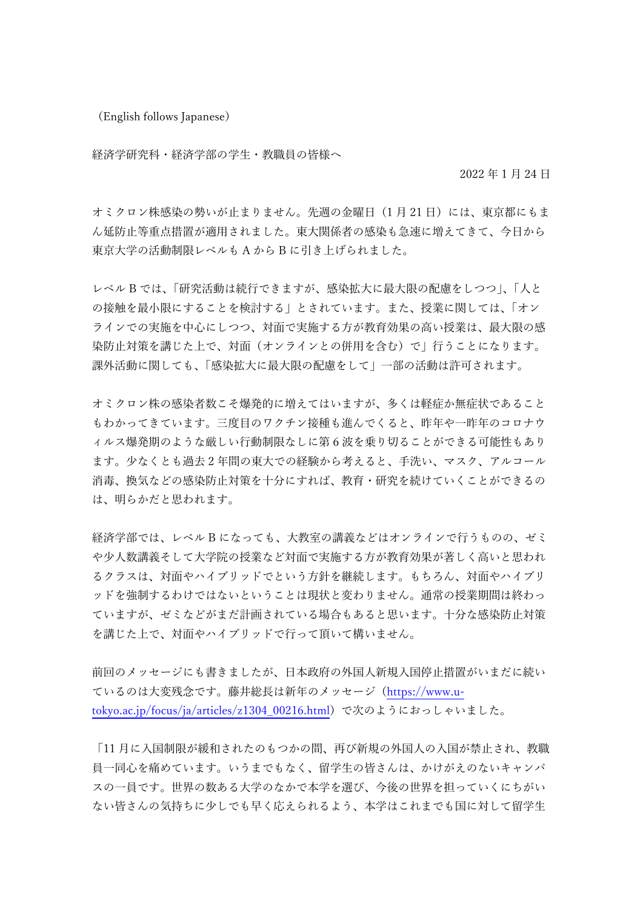（English follows Japanese）

経済学研究科・経済学部の学生・教職員の皆様へ

2022 年 1 月 24 日

オミクロン株感染の勢いが止まりません。先週の金曜日（1 月 21 日）には、東京都にもまん延防止等重点措置が適用されました。東大関係者の感染も急速に増えてきて、今日から東京大学の活動制限レベルも A から B に引き上げられました。

レベル B では、「研究活動は続行できますが、感染拡大に最大限の配慮をしつつ」、「人との接触を最小限にすることを検討する」とされています。また、授業に関しては、「オンラインでの実施を中心にしつつ、対面で実施する方が教育効果の高い授業は、最大限の感染防止対策を講じた上で、対面（オンラインとの併用を含む）で」行うことになります。課外活動に関しても、「感染拡大に最大限の配慮をして」一部の活動は許可されます。

オミクロン株の感染者数こそ爆発的に増えてはいますが、多くは軽症か無症状であることもわかってきています。三度目のワクチン接種も進んでくると、昨年や一昨年のコロナウィルス爆発期のような厳しい行動制限なしに第 6 波を乗り切ることができる可能性もあります。少なくとも過去 2 年間の東大での経験から考えると、手洗い、マスク、アルコール消毒、換気などの感染防止対策を十分にすれば、教育・研究を続けていくことができるのは、明らかだと思われます。

経済学部では、レベル B になっても、大教室の講義などはオンラインで行うものの、ゼミや少人数講義そして大学院の授業など対面で実施する方が教育効果が著しく高いと思われるクラスは、対面やハイブリッドでという方針を継続します。もちろん、対面やハイブリッドを強制するわけではないということは現状と変わりません。通常の授業期間は終わっていますが、ゼミなどがまだ計画されている場合もあると思います。十分な感染防止対策を講じた上で、対面やハイブリッドで行って頂いて構いません。

前回のメッセージにも書きましたが、日本政府の外国人新規入国停止措置がいまだに続いているのは大変残念です。藤井総長は新年のメッセージ（https://www.u-tokyo.ac.jp/focus/ja/articles/z1304_00216.html）で次のようにおっしゃいました。

「11 月に入国制限が緩和されたのもつかの間、再び新規の外国人の入国が禁止され、教職員一同心を痛めています。いうまでもなく、留学生の皆さんは、かけがえのないキャンパスの一員です。世界の数ある大学のなかで本学を選び、今後の世界を担っていくにちがいない皆さんの気持ちに少しでも早く応えられるよう、本学はこれまでも国に対して留学生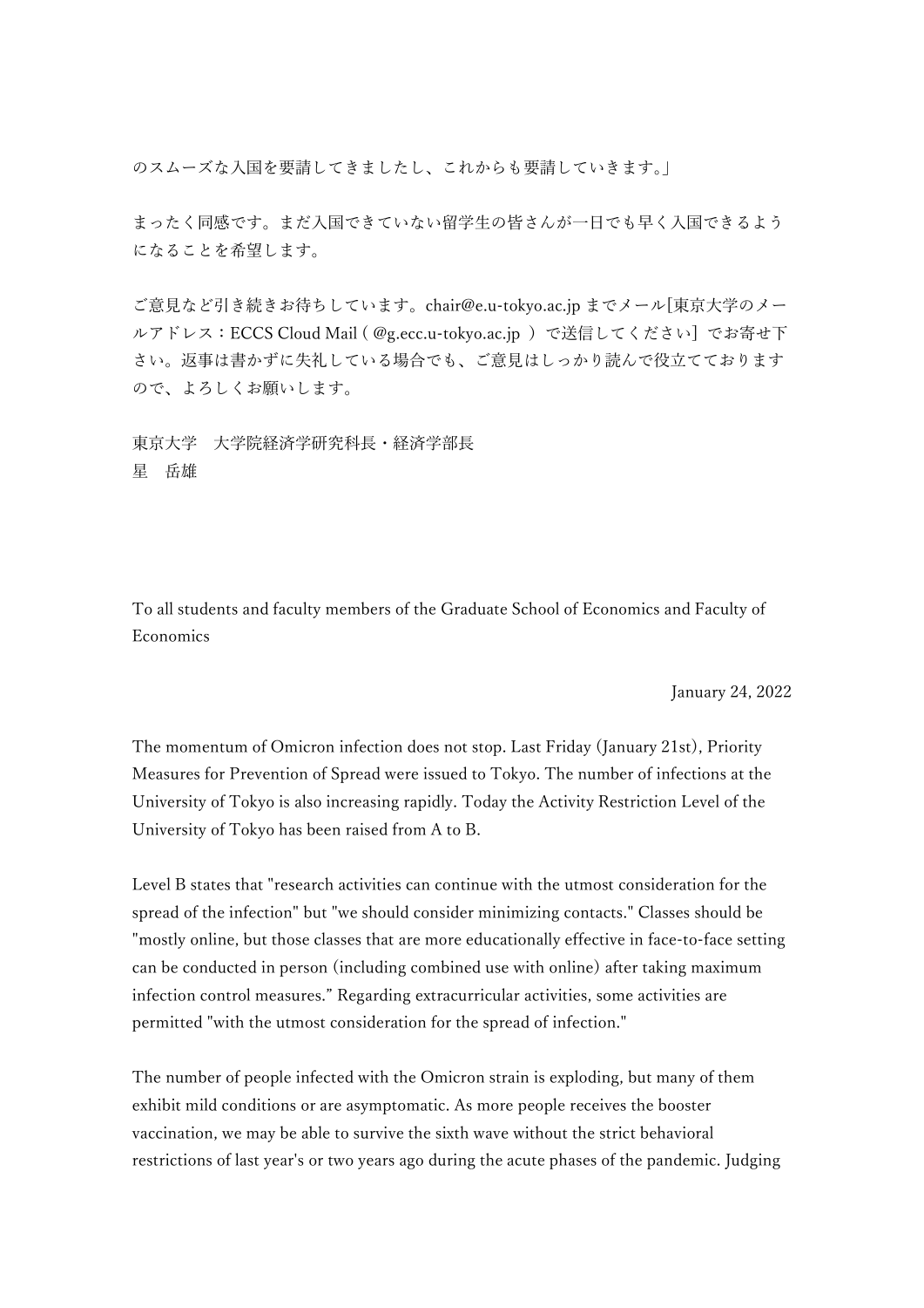のスムーズな入国を要請してきましたし、これからも要請していきます。」

まったく同感です。まだ入国できていない留学生の皆さんが一日でも早く入国できるようになることを希望します。

ご意見など引き続きお待ちしています。chair@e.u-tokyo.ac.jp までメール[東京大学のメールアドレス：ECCS Cloud Mail ( @g.ecc.u-tokyo.ac.jp ）で送信してください］でお寄せ下さい。返事は書かずに失礼している場合でも、ご意見はしっかり読んで役立てておりますので、よろしくお願いします。

東京大学　大学院経済学研究科長・経済学部長
星　岳雄

To all students and faculty members of the Graduate School of Economics and Faculty of Economics

January 24, 2022

The momentum of Omicron infection does not stop. Last Friday (January 21st), Priority Measures for Prevention of Spread were issued to Tokyo. The number of infections at the University of Tokyo is also increasing rapidly. Today the Activity Restriction Level of the University of Tokyo has been raised from A to B.

Level B states that "research activities can continue with the utmost consideration for the spread of the infection" but "we should consider minimizing contacts." Classes should be "mostly online, but those classes that are more educationally effective in face-to-face setting can be conducted in person (including combined use with online) after taking maximum infection control measures." Regarding extracurricular activities, some activities are permitted "with the utmost consideration for the spread of infection."

The number of people infected with the Omicron strain is exploding, but many of them exhibit mild conditions or are asymptomatic. As more people receives the booster vaccination, we may be able to survive the sixth wave without the strict behavioral restrictions of last year's or two years ago during the acute phases of the pandemic. Judging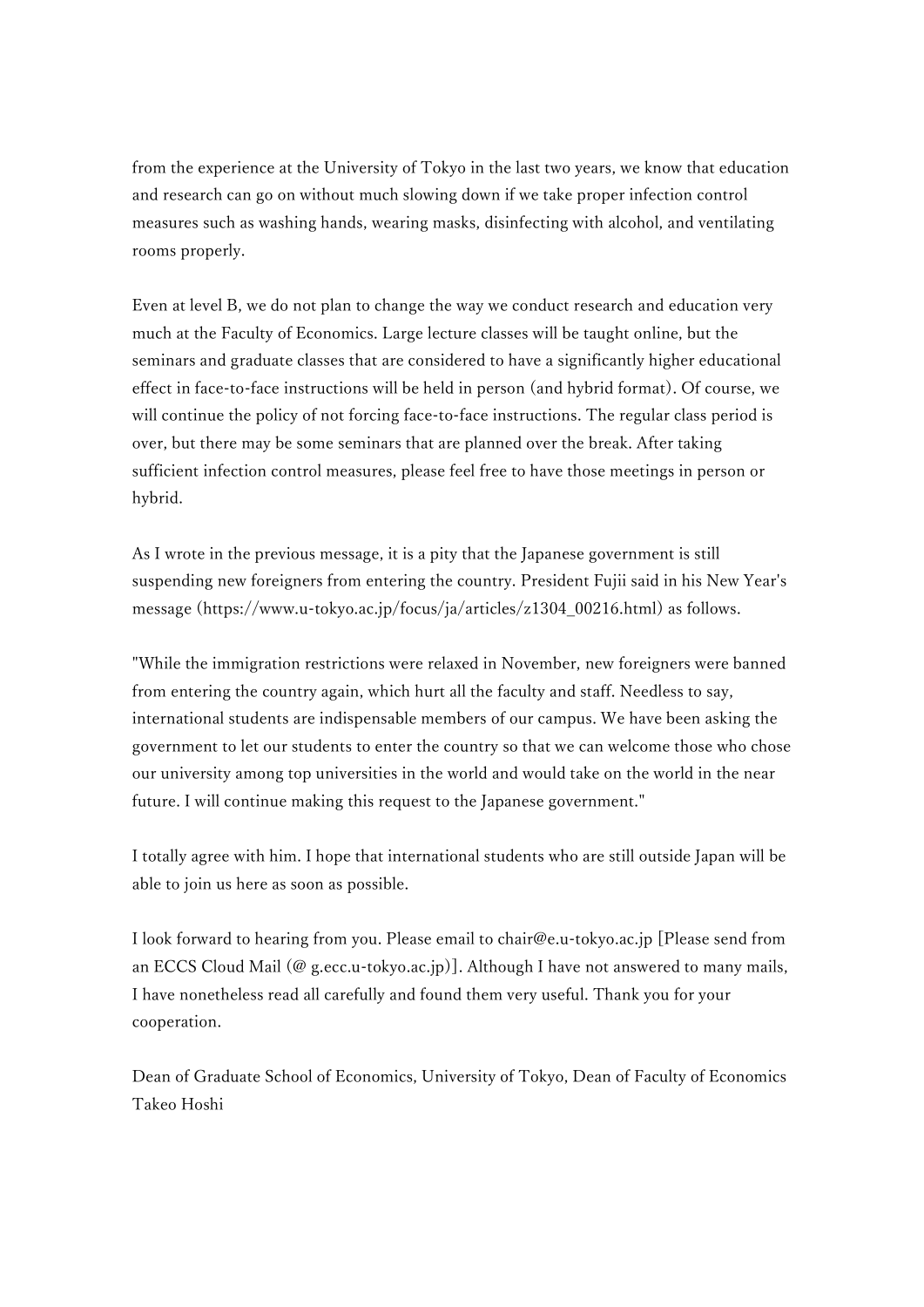from the experience at the University of Tokyo in the last two years, we know that education and research can go on without much slowing down if we take proper infection control measures such as washing hands, wearing masks, disinfecting with alcohol, and ventilating rooms properly.

Even at level B, we do not plan to change the way we conduct research and education very much at the Faculty of Economics. Large lecture classes will be taught online, but the seminars and graduate classes that are considered to have a significantly higher educational effect in face-to-face instructions will be held in person (and hybrid format). Of course, we will continue the policy of not forcing face-to-face instructions. The regular class period is over, but there may be some seminars that are planned over the break. After taking sufficient infection control measures, please feel free to have those meetings in person or hybrid.

As I wrote in the previous message, it is a pity that the Japanese government is still suspending new foreigners from entering the country. President Fujii said in his New Year's message (https://www.u-tokyo.ac.jp/focus/ja/articles/z1304_00216.html) as follows.

"While the immigration restrictions were relaxed in November, new foreigners were banned from entering the country again, which hurt all the faculty and staff. Needless to say, international students are indispensable members of our campus. We have been asking the government to let our students to enter the country so that we can welcome those who chose our university among top universities in the world and would take on the world in the near future. I will continue making this request to the Japanese government."

I totally agree with him. I hope that international students who are still outside Japan will be able to join us here as soon as possible.

I look forward to hearing from you. Please email to chair@e.u-tokyo.ac.jp [Please send from an ECCS Cloud Mail (@ g.ecc.u-tokyo.ac.jp)]. Although I have not answered to many mails, I have nonetheless read all carefully and found them very useful. Thank you for your cooperation.

Dean of Graduate School of Economics, University of Tokyo, Dean of Faculty of Economics
Takeo Hoshi